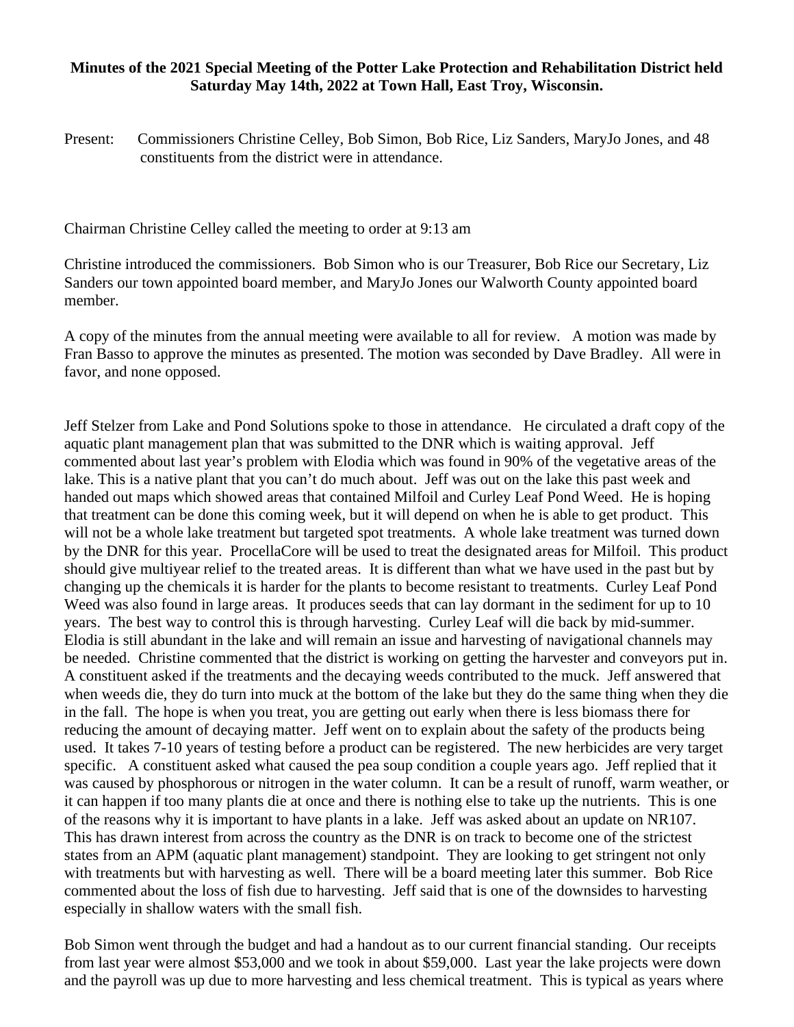**Minutes of the 2021 Special Meeting of the Potter Lake Protection and Rehabilitation District held Saturday May 14th, 2022 at Town Hall, East Troy, Wisconsin.**

Present: Commissioners Christine Celley, Bob Simon, Bob Rice, Liz Sanders, MaryJo Jones, and 48 constituents from the district were in attendance.

Chairman Christine Celley called the meeting to order at 9:13 am

Christine introduced the commissioners. Bob Simon who is our Treasurer, Bob Rice our Secretary, Liz Sanders our town appointed board member, and MaryJo Jones our Walworth County appointed board member.

A copy of the minutes from the annual meeting were available to all for review. A motion was made by Fran Basso to approve the minutes as presented. The motion was seconded by Dave Bradley. All were in favor, and none opposed.

Jeff Stelzer from Lake and Pond Solutions spoke to those in attendance. He circulated a draft copy of the aquatic plant management plan that was submitted to the DNR which is waiting approval. Jeff commented about last year's problem with Elodia which was found in 90% of the vegetative areas of the lake. This is a native plant that you can't do much about. Jeff was out on the lake this past week and handed out maps which showed areas that contained Milfoil and Curley Leaf Pond Weed. He is hoping that treatment can be done this coming week, but it will depend on when he is able to get product. This will not be a whole lake treatment but targeted spot treatments. A whole lake treatment was turned down by the DNR for this year. ProcellaCore will be used to treat the designated areas for Milfoil. This product should give multiyear relief to the treated areas. It is different than what we have used in the past but by changing up the chemicals it is harder for the plants to become resistant to treatments. Curley Leaf Pond Weed was also found in large areas. It produces seeds that can lay dormant in the sediment for up to 10 years. The best way to control this is through harvesting. Curley Leaf will die back by mid-summer. Elodia is still abundant in the lake and will remain an issue and harvesting of navigational channels may be needed. Christine commented that the district is working on getting the harvester and conveyors put in. A constituent asked if the treatments and the decaying weeds contributed to the muck. Jeff answered that when weeds die, they do turn into muck at the bottom of the lake but they do the same thing when they die in the fall. The hope is when you treat, you are getting out early when there is less biomass there for reducing the amount of decaying matter. Jeff went on to explain about the safety of the products being used. It takes 7-10 years of testing before a product can be registered. The new herbicides are very target specific. A constituent asked what caused the pea soup condition a couple years ago. Jeff replied that it was caused by phosphorous or nitrogen in the water column. It can be a result of runoff, warm weather, or it can happen if too many plants die at once and there is nothing else to take up the nutrients. This is one of the reasons why it is important to have plants in a lake. Jeff was asked about an update on NR107. This has drawn interest from across the country as the DNR is on track to become one of the strictest states from an APM (aquatic plant management) standpoint. They are looking to get stringent not only with treatments but with harvesting as well. There will be a board meeting later this summer. Bob Rice commented about the loss of fish due to harvesting. Jeff said that is one of the downsides to harvesting especially in shallow waters with the small fish.

Bob Simon went through the budget and had a handout as to our current financial standing. Our receipts from last year were almost $53,000 and we took in about $59,000. Last year the lake projects were down and the payroll was up due to more harvesting and less chemical treatment. This is typical as years where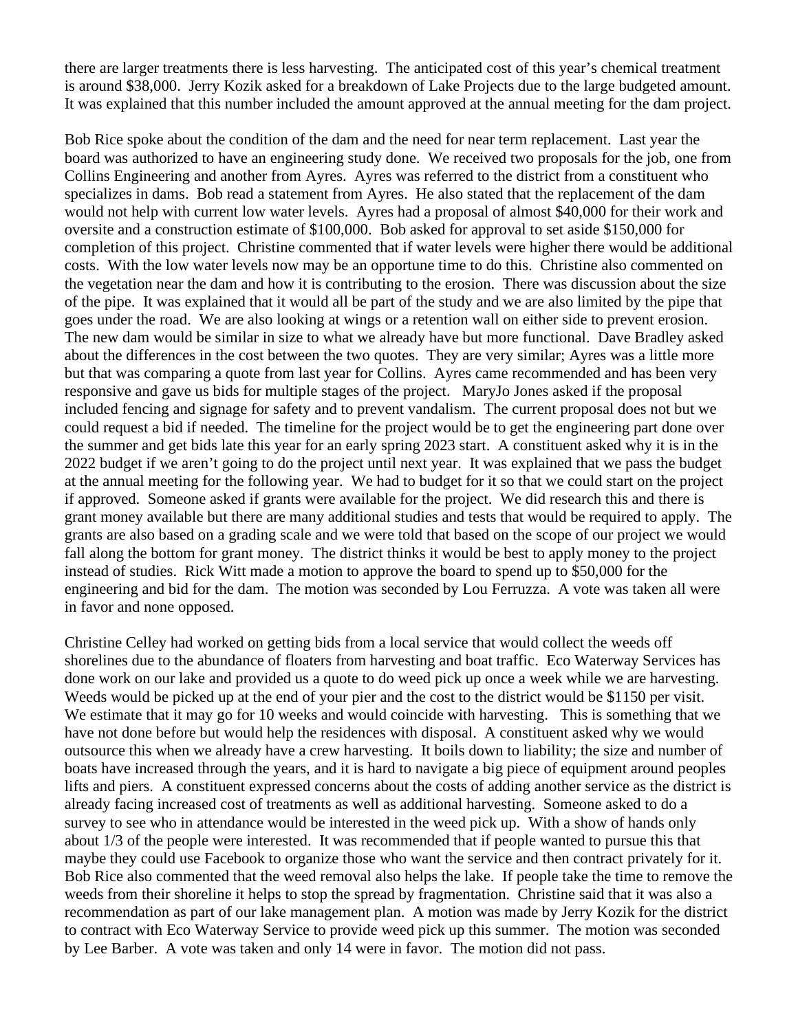there are larger treatments there is less harvesting. The anticipated cost of this year's chemical treatment is around $38,000. Jerry Kozik asked for a breakdown of Lake Projects due to the large budgeted amount. It was explained that this number included the amount approved at the annual meeting for the dam project.

Bob Rice spoke about the condition of the dam and the need for near term replacement. Last year the board was authorized to have an engineering study done. We received two proposals for the job, one from Collins Engineering and another from Ayres. Ayres was referred to the district from a constituent who specializes in dams. Bob read a statement from Ayres. He also stated that the replacement of the dam would not help with current low water levels. Ayres had a proposal of almost $40,000 for their work and oversite and a construction estimate of $100,000. Bob asked for approval to set aside $150,000 for completion of this project. Christine commented that if water levels were higher there would be additional costs. With the low water levels now may be an opportune time to do this. Christine also commented on the vegetation near the dam and how it is contributing to the erosion. There was discussion about the size of the pipe. It was explained that it would all be part of the study and we are also limited by the pipe that goes under the road. We are also looking at wings or a retention wall on either side to prevent erosion. The new dam would be similar in size to what we already have but more functional. Dave Bradley asked about the differences in the cost between the two quotes. They are very similar; Ayres was a little more but that was comparing a quote from last year for Collins. Ayres came recommended and has been very responsive and gave us bids for multiple stages of the project. MaryJo Jones asked if the proposal included fencing and signage for safety and to prevent vandalism. The current proposal does not but we could request a bid if needed. The timeline for the project would be to get the engineering part done over the summer and get bids late this year for an early spring 2023 start. A constituent asked why it is in the 2022 budget if we aren't going to do the project until next year. It was explained that we pass the budget at the annual meeting for the following year. We had to budget for it so that we could start on the project if approved. Someone asked if grants were available for the project. We did research this and there is grant money available but there are many additional studies and tests that would be required to apply. The grants are also based on a grading scale and we were told that based on the scope of our project we would fall along the bottom for grant money. The district thinks it would be best to apply money to the project instead of studies. Rick Witt made a motion to approve the board to spend up to $50,000 for the engineering and bid for the dam. The motion was seconded by Lou Ferruzza. A vote was taken all were in favor and none opposed.

Christine Celley had worked on getting bids from a local service that would collect the weeds off shorelines due to the abundance of floaters from harvesting and boat traffic. Eco Waterway Services has done work on our lake and provided us a quote to do weed pick up once a week while we are harvesting. Weeds would be picked up at the end of your pier and the cost to the district would be $1150 per visit. We estimate that it may go for 10 weeks and would coincide with harvesting. This is something that we have not done before but would help the residences with disposal. A constituent asked why we would outsource this when we already have a crew harvesting. It boils down to liability; the size and number of boats have increased through the years, and it is hard to navigate a big piece of equipment around peoples lifts and piers. A constituent expressed concerns about the costs of adding another service as the district is already facing increased cost of treatments as well as additional harvesting. Someone asked to do a survey to see who in attendance would be interested in the weed pick up. With a show of hands only about 1/3 of the people were interested. It was recommended that if people wanted to pursue this that maybe they could use Facebook to organize those who want the service and then contract privately for it. Bob Rice also commented that the weed removal also helps the lake. If people take the time to remove the weeds from their shoreline it helps to stop the spread by fragmentation. Christine said that it was also a recommendation as part of our lake management plan. A motion was made by Jerry Kozik for the district to contract with Eco Waterway Service to provide weed pick up this summer. The motion was seconded by Lee Barber. A vote was taken and only 14 were in favor. The motion did not pass.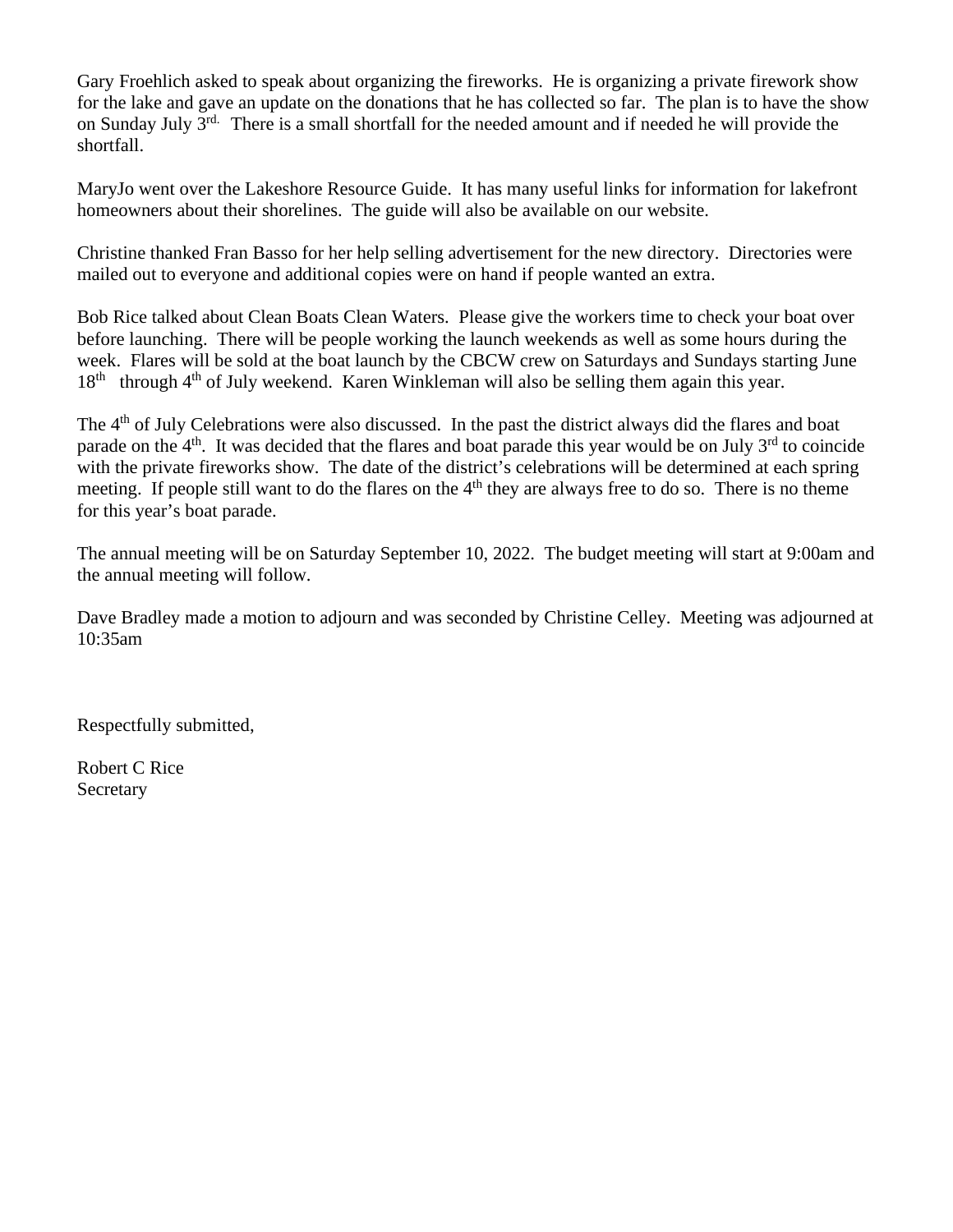Gary Froehlich asked to speak about organizing the fireworks. He is organizing a private firework show for the lake and gave an update on the donations that he has collected so far. The plan is to have the show on Sunday July 3rd. There is a small shortfall for the needed amount and if needed he will provide the shortfall.

MaryJo went over the Lakeshore Resource Guide. It has many useful links for information for lakefront homeowners about their shorelines. The guide will also be available on our website.

Christine thanked Fran Basso for her help selling advertisement for the new directory. Directories were mailed out to everyone and additional copies were on hand if people wanted an extra.

Bob Rice talked about Clean Boats Clean Waters. Please give the workers time to check your boat over before launching. There will be people working the launch weekends as well as some hours during the week. Flares will be sold at the boat launch by the CBCW crew on Saturdays and Sundays starting June 18th through 4th of July weekend. Karen Winkleman will also be selling them again this year.

The 4th of July Celebrations were also discussed. In the past the district always did the flares and boat parade on the 4th. It was decided that the flares and boat parade this year would be on July 3rd to coincide with the private fireworks show. The date of the district's celebrations will be determined at each spring meeting. If people still want to do the flares on the 4th they are always free to do so. There is no theme for this year's boat parade.

The annual meeting will be on Saturday September 10, 2022. The budget meeting will start at 9:00am and the annual meeting will follow.

Dave Bradley made a motion to adjourn and was seconded by Christine Celley. Meeting was adjourned at 10:35am

Respectfully submitted,

Robert C Rice
Secretary